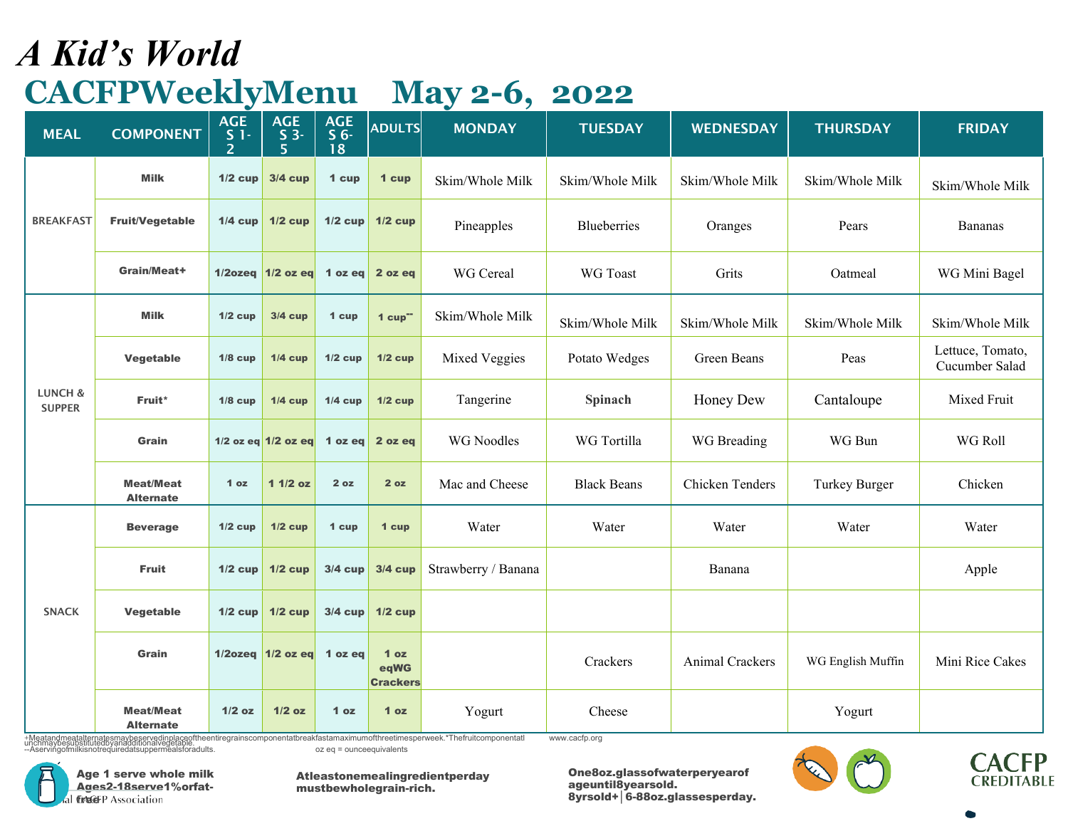# *A Kid's World*

## CACFPWeeklyMenu May 2-6, 2022

| MEAL | COMPONENT | AGES 1-2 | AGES 3-5 | AGES 6-18 | ADULTS | MONDAY | TUESDAY | WEDNESDAY | THURSDAY | FRIDAY |
|---|---|---|---|---|---|---|---|---|---|---|
| BREAKFAST | Milk | 1/2 cup | 3/4 cup | 1 cup | 1 cup | Skim/Whole Milk | Skim/Whole Milk | Skim/Whole Milk | Skim/Whole Milk | Skim/Whole Milk |
| | Fruit/Vegetable | 1/4 cup | 1/2 cup | 1/2 cup | 1/2 cup | Pineapples | Blueberries | Oranges | Pears | Bananas |
| | Grain/Meat+ | 1/2ozeq | 1/2 oz eq | 1 oz eq | 2 oz eq | WG Cereal | WG Toast | Grits | Oatmeal | WG Mini Bagel |
| LUNCH & SUPPER | Milk | 1/2 cup | 3/4 cup | 1 cup | 1 cup-- | Skim/Whole Milk | Skim/Whole Milk | Skim/Whole Milk | Skim/Whole Milk | Skim/Whole Milk |
| | Vegetable | 1/8 cup | 1/4 cup | 1/2 cup | 1/2 cup | Mixed Veggies | Potato Wedges | Green Beans | Peas | Lettuce, Tomato, Cucumber Salad |
| | Fruit* | 1/8 cup | 1/4 cup | 1/4 cup | 1/2 cup | Tangerine | **Spinach** | Honey Dew | Cantaloupe | Mixed Fruit |
| | Grain | 1/2 oz eq | 1/2 oz eq | 1 oz eq | 2 oz eq | WG Noodles | WG Tortilla | WG Breading | WG Bun | WG Roll |
| | Meat/Meat Alternate | 1 oz | 1 1/2 oz | 2 oz | 2 oz | Mac and Cheese | Black Beans | Chicken Tenders | Turkey Burger | Chicken |
| SNACK | Beverage | 1/2 cup | 1/2 cup | 1 cup | 1 cup | Water | Water | Water | Water | Water |
| | Fruit | 1/2 cup | 1/2 cup | 3/4 cup | 3/4 cup | Strawberry / Banana | | Banana | | Apple |
| | Vegetable | 1/2 cup | 1/2 cup | 3/4 cup | 1/2 cup | | | | | |
| | Grain | 1/2ozeq | 1/2 oz eq | 1 oz eq | 1 oz eqWG Crackers | | Crackers | Animal Crackers | WG English Muffin | Mini Rice Cakes |
| | Meat/Meat Alternate | 1/2 oz | 1/2 oz | 1 oz | 1 oz | Yogurt | Cheese | | Yogurt | |

+Meatandmeatalternatesmaybeservedinplaceoftheentiregrainscomponentatbreakfastamaximumofthreetimesperweek.*Thefruitcomponentatlunchmaybesubstitutedbyanadditionalvegetable.
--Aservingofmilkisnotrequiredatsuppermealsforadults.

www.cacfp.org

oz eq = ounceequivalents

**Age 1 serve whole milk**
**Ages2-18serve1%orfat-free**

CACFP Association

**Atleastonemealingredientperday mustbewholegrain-rich.**

**One8oz.glassofwaterperyearof ageuntil8yearsold.**
**8yrsold+│6-88oz.glassesperday.**

**CACFP CREDITABLE**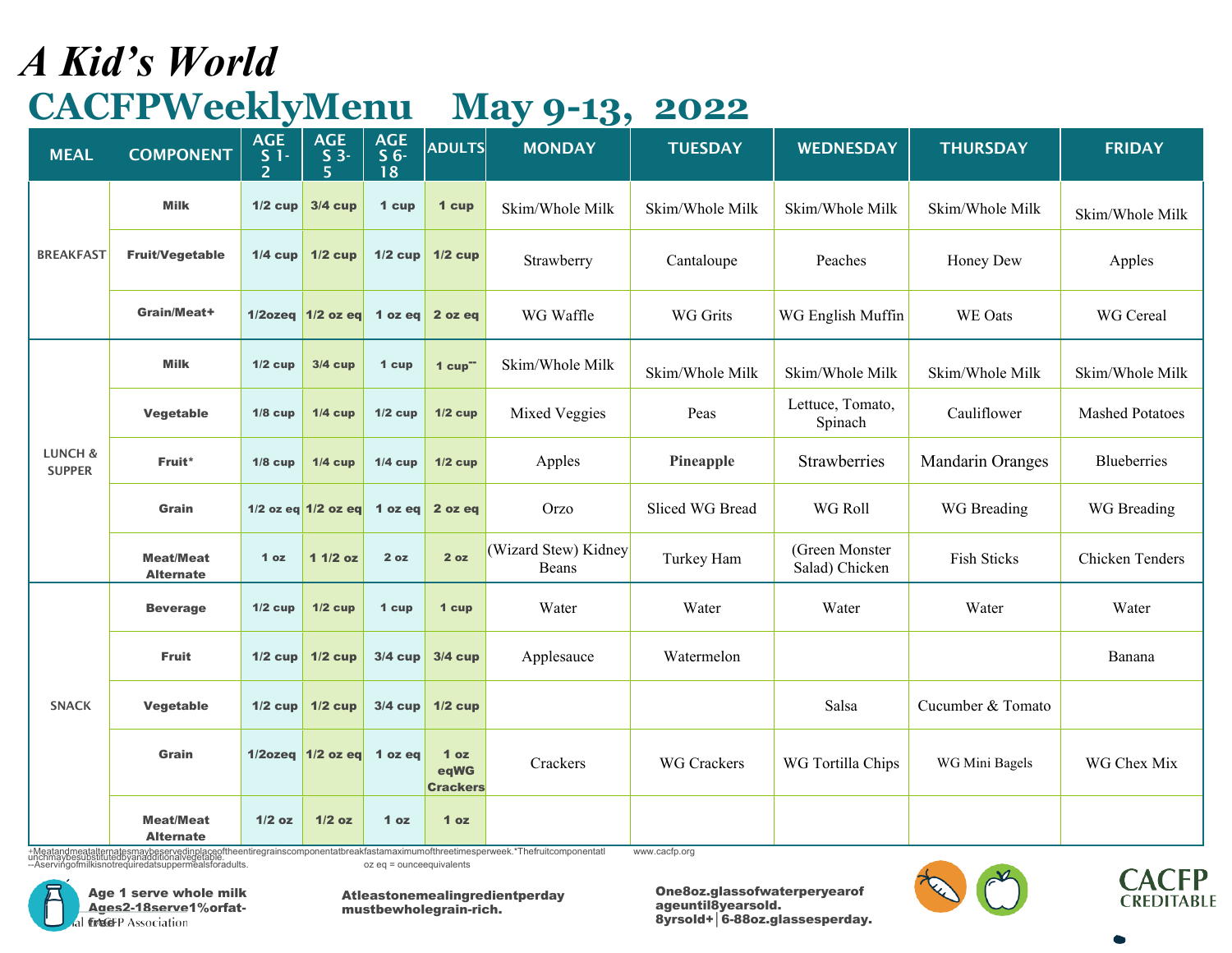# A Kid's World

## CACFPWeeklyMenu May 9-13, 2022

| MEAL | COMPONENT | AGES 1-2 | AGES 3-5 | AGES 6-18 | ADULTS | MONDAY | TUESDAY | WEDNESDAY | THURSDAY | FRIDAY |
|---|---|---|---|---|---|---|---|---|---|---|
| BREAKFAST | Milk | 1/2 cup | 3/4 cup | 1 cup | 1 cup | Skim/Whole Milk | Skim/Whole Milk | Skim/Whole Milk | Skim/Whole Milk | Skim/Whole Milk |
| | Fruit/Vegetable | 1/4 cup | 1/2 cup | 1/2 cup | 1/2 cup | Strawberry | Cantaloupe | Peaches | Honey Dew | Apples |
| | Grain/Meat+ | 1/2ozeq | 1/2 oz eq | 1 oz eq | 2 oz eq | WG Waffle | WG Grits | WG English Muffin | WE Oats | WG Cereal |
| LUNCH & SUPPER | Milk | 1/2 cup | 3/4 cup | 1 cup | 1 cup-- | Skim/Whole Milk | Skim/Whole Milk | Skim/Whole Milk | Skim/Whole Milk | Skim/Whole Milk |
| | Vegetable | 1/8 cup | 1/4 cup | 1/2 cup | 1/2 cup | Mixed Veggies | Peas | Lettuce, Tomato, Spinach | Cauliflower | Mashed Potatoes |
| | Fruit* | 1/8 cup | 1/4 cup | 1/4 cup | 1/2 cup | Apples | **Pineapple** | Strawberries | Mandarin Oranges | Blueberries |
| | Grain | 1/2 oz eq | 1/2 oz eq | 1 oz eq | 2 oz eq | Orzo | Sliced WG Bread | WG Roll | WG Breading | WG Breading |
| | Meat/Meat Alternate | 1 oz | 1 1/2 oz | 2 oz | 2 oz | (Wizard Stew) Kidney Beans | Turkey Ham | (Green Monster Salad) Chicken | Fish Sticks | Chicken Tenders |
| SNACK | Beverage | 1/2 cup | 1/2 cup | 1 cup | 1 cup | Water | Water | Water | Water | Water |
| | Fruit | 1/2 cup | 1/2 cup | 3/4 cup | 3/4 cup | Applesauce | Watermelon | | | Banana |
| | Vegetable | 1/2 cup | 1/2 cup | 3/4 cup | 1/2 cup | | | Salsa | Cucumber & Tomato | |
| | Grain | 1/2ozeq | 1/2 oz eq | 1 oz eq | 1 oz eqWG Crackers | Crackers | WG Crackers | WG Tortilla Chips | WG Mini Bagels | WG Chex Mix |
| | Meat/Meat Alternate | 1/2 oz | 1/2 oz | 1 oz | 1 oz | | | | | |

+Meatandmeatalternatesmaybeservedinplaceoftheentiregrainscomponentatbreakfastamaximumofthreetimesperweek.*Thefruitcomponentatlunchmaybesubstitutedbyanadditionalvegetable.
--Aservingofmilkisnotrequiredatsuppermealsforadults.

www.cacfp.org

oz eq = ounceequivalents

Age 1 serve whole milk
Ages2-18serve1%orfat-free

Atleastonemealingredientperday mustbewholegrain-rich.

One8oz.glassofwaterperyearof ageuntil8yearsold.
8yrsold+│6-88oz.glassesperday.

CACFP CREDITABLE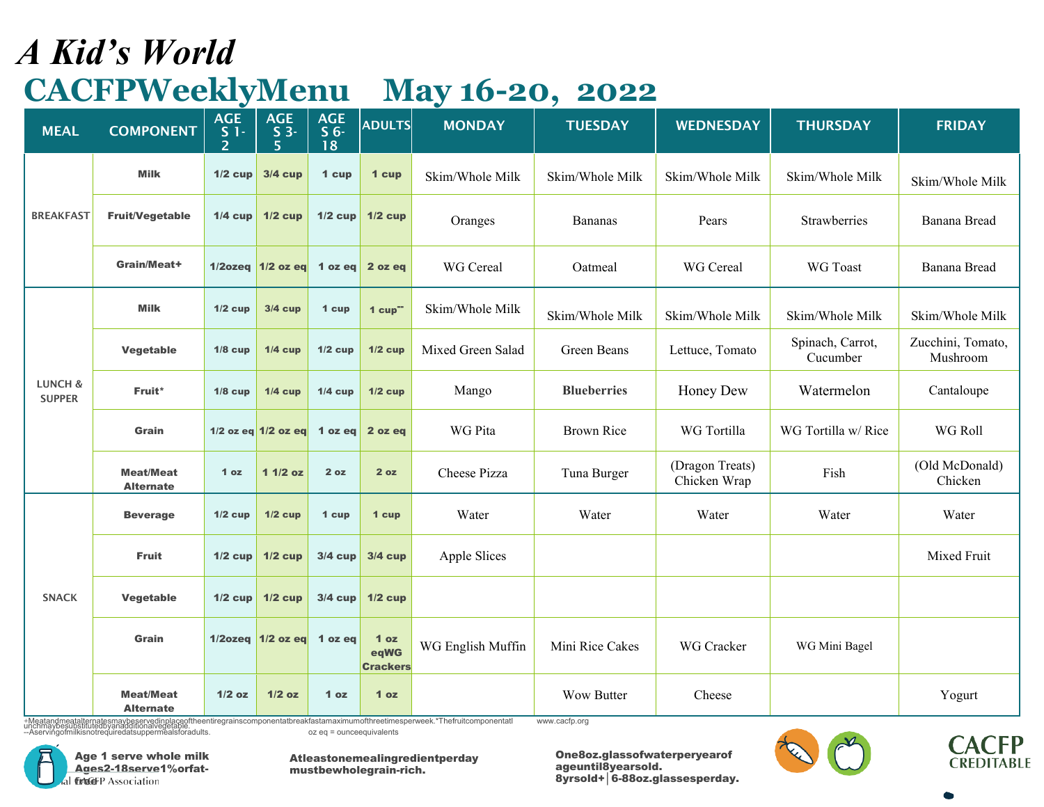# *A Kid's World*

## CACFPWeeklyMenu May 16-20, 2022

| MEAL | COMPONENT | AGES 1-2 | AGES 3-5 | AGES 6-18 | ADULTS | MONDAY | TUESDAY | WEDNESDAY | THURSDAY | FRIDAY |
|---|---|---|---|---|---|---|---|---|---|---|
| BREAKFAST | Milk | 1/2 cup | 3/4 cup | 1 cup | 1 cup | Skim/Whole Milk | Skim/Whole Milk | Skim/Whole Milk | Skim/Whole Milk | Skim/Whole Milk |
| | Fruit/Vegetable | 1/4 cup | 1/2 cup | 1/2 cup | 1/2 cup | Oranges | Bananas | Pears | Strawberries | Banana Bread |
| | Grain/Meat+ | 1/2ozeq | 1/2 oz eq | 1 oz eq | 2 oz eq | WG Cereal | Oatmeal | WG Cereal | WG Toast | Banana Bread |
| LUNCH & SUPPER | Milk | 1/2 cup | 3/4 cup | 1 cup | 1 cup-- | Skim/Whole Milk | Skim/Whole Milk | Skim/Whole Milk | Skim/Whole Milk | Skim/Whole Milk |
| | Vegetable | 1/8 cup | 1/4 cup | 1/2 cup | 1/2 cup | Mixed Green Salad | Green Beans | Lettuce, Tomato | Spinach, Carrot, Cucumber | Zucchini, Tomato, Mushroom |
| | Fruit* | 1/8 cup | 1/4 cup | 1/4 cup | 1/2 cup | Mango | **Blueberries** | Honey Dew | Watermelon | Cantaloupe |
| | Grain | 1/2 oz eq | 1/2 oz eq | 1 oz eq | 2 oz eq | WG Pita | Brown Rice | WG Tortilla | WG Tortilla w/ Rice | WG Roll |
| | Meat/Meat Alternate | 1 oz | 1 1/2 oz | 2 oz | 2 oz | Cheese Pizza | Tuna Burger | (Dragon Treats) Chicken Wrap | Fish | (Old McDonald) Chicken |
| SNACK | Beverage | 1/2 cup | 1/2 cup | 1 cup | 1 cup | Water | Water | Water | Water | Water |
| | Fruit | 1/2 cup | 1/2 cup | 3/4 cup | 3/4 cup | Apple Slices | | | | Mixed Fruit |
| | Vegetable | 1/2 cup | 1/2 cup | 3/4 cup | 1/2 cup | | | | | |
| | Grain | 1/2ozeq | 1/2 oz eq | 1 oz eq | 1 oz eqWG Crackers | WG English Muffin | Mini Rice Cakes | WG Cracker | WG Mini Bagel | |
| | Meat/Meat Alternate | 1/2 oz | 1/2 oz | 1 oz | 1 oz | | Wow Butter | Cheese | | Yogurt |

+Meatandmeatalternatesmaybeservedinplaceoftheentiregrainscomponentatbreakfastamaximumofthreetimesperweek.*Thefruitcomponentatlunchmaybesubstitutedbyanadditionalvegetable.
--Aservingofmilkisnotrequiredatsuppermealsforadults.

www.cacfp.org

oz eq = ounceequivalents

Age 1 serve whole milk
Ages2-18serve1%orfat-free

Atleastonemealingredientperday mustbewholegrain-rich.

One8oz.glassofwateryearof ageuntil8yearsold. 8yrsold+│6-88oz.glassesperday.

CACFP CREDITABLE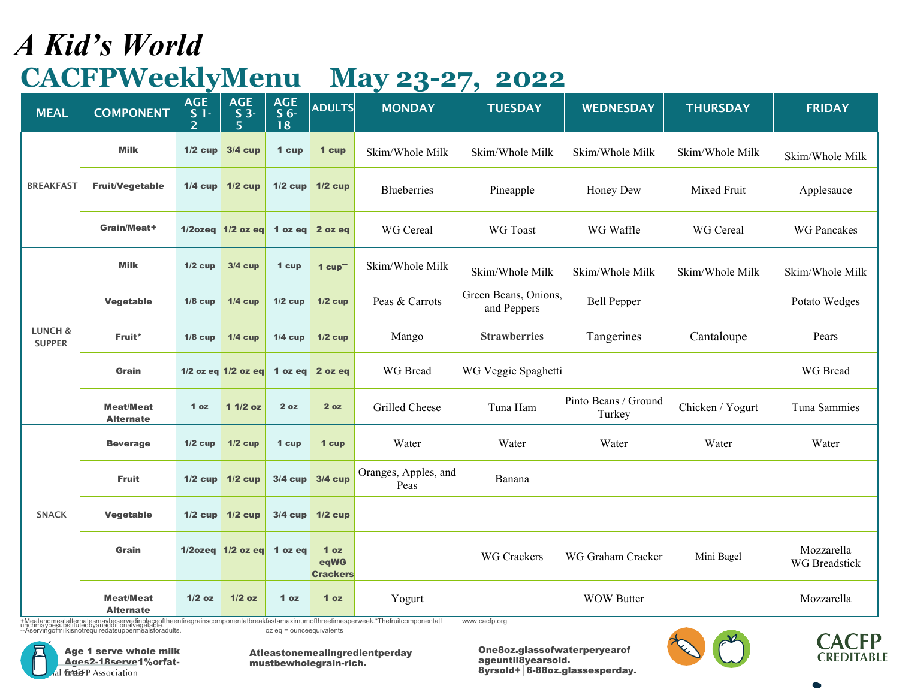# *A Kid's World*

## CACFPWeeklyMenu May 23-27, 2022

| MEAL | COMPONENT | AGES 1-2 | AGES 3-5 | AGES 6-18 | ADULTS | MONDAY | TUESDAY | WEDNESDAY | THURSDAY | FRIDAY |
|---|---|---|---|---|---|---|---|---|---|---|
| BREAKFAST | Milk | 1/2 cup | 3/4 cup | 1 cup | 1 cup | Skim/Whole Milk | Skim/Whole Milk | Skim/Whole Milk | Skim/Whole Milk | Skim/Whole Milk |
| | Fruit/Vegetable | 1/4 cup | 1/2 cup | 1/2 cup | 1/2 cup | Blueberries | Pineapple | Honey Dew | Mixed Fruit | Applesauce |
| | Grain/Meat+ | 1/2ozeq | 1/2 oz eq | 1 oz eq | 2 oz eq | WG Cereal | WG Toast | WG Waffle | WG Cereal | WG Pancakes |
| LUNCH & SUPPER | Milk | 1/2 cup | 3/4 cup | 1 cup | 1 cup-- | Skim/Whole Milk | Skim/Whole Milk | Skim/Whole Milk | Skim/Whole Milk | Skim/Whole Milk |
| | Vegetable | 1/8 cup | 1/4 cup | 1/2 cup | 1/2 cup | Peas & Carrots | Green Beans, Onions, and Peppers | Bell Pepper | | Potato Wedges |
| | Fruit* | 1/8 cup | 1/4 cup | 1/4 cup | 1/2 cup | Mango | **Strawberries** | Tangerines | Cantaloupe | Pears |
| | Grain | 1/2 oz eq | 1/2 oz eq | 1 oz eq | 2 oz eq | WG Bread | WG Veggie Spaghetti | | | WG Bread |
| | Meat/Meat Alternate | 1 oz | 1 1/2 oz | 2 oz | 2 oz | Grilled Cheese | Tuna Ham | Pinto Beans / Ground Turkey | Chicken / Yogurt | Tuna Sammies |
| SNACK | Beverage | 1/2 cup | 1/2 cup | 1 cup | 1 cup | Water | Water | Water | Water | Water |
| | Fruit | 1/2 cup | 1/2 cup | 3/4 cup | 3/4 cup | Oranges, Apples, and Peas | Banana | | | |
| | Vegetable | 1/2 cup | 1/2 cup | 3/4 cup | 1/2 cup | | | | | |
| | Grain | 1/2ozeq | 1/2 oz eq | 1 oz eq | 1 oz eqWG Crackers | | WG Crackers | WG Graham Cracker | Mini Bagel | Mozzarella WG Breadstick |
| | Meat/Meat Alternate | 1/2 oz | 1/2 oz | 1 oz | 1 oz | Yogurt | | WOW Butter | | Mozzarella |

+Meatandmeatalternatesmaybeservedinplaceoftheentiregrainscomponentatbreakfastamaximumofthreetimesperweek.*Thefruitcomponentatl unchmaybesubstitutedbyanadditionalvegetable.
--Aservingofmilkisnotrequiredatsuppermealsforadults.

oz eq = ounceequivalents

www.cacfp.org

**Age 1 serve whole milk**
**Ages2-18serve1%orfat-free**

**Atleastonemealingredientperday mustbewholegrain-rich.**

**One8oz.glassofwaterperyearof ageuntil8yearsold. 8yrsold+│6-88oz.glassesperday.**

CACFP CREDITABLE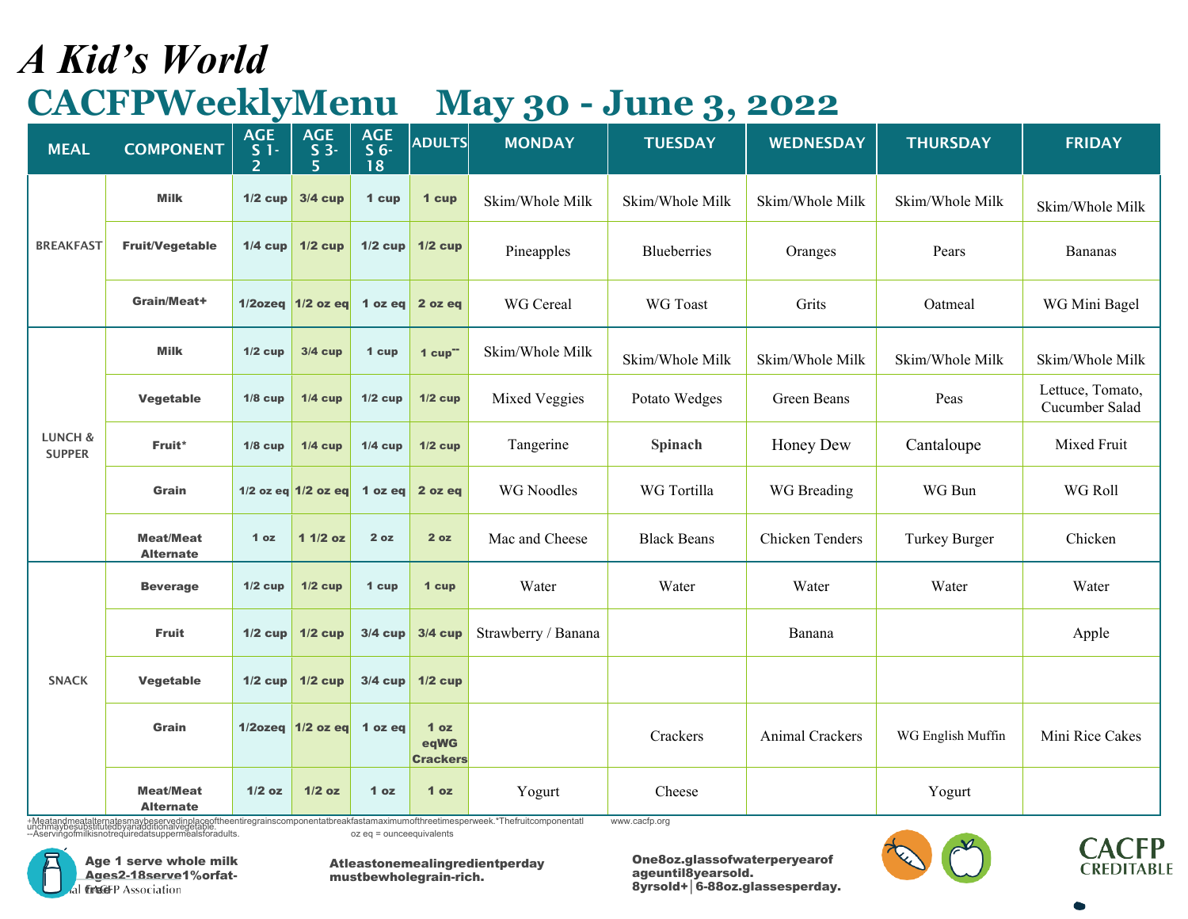# *A Kid's World*

## CACFPWeeklyMenu May 30 - June 3, 2022

| MEAL | COMPONENT | AGES 1-2 | AGES 3-5 | AGES 6-18 | ADULTS | MONDAY | TUESDAY | WEDNESDAY | THURSDAY | FRIDAY |
|---|---|---|---|---|---|---|---|---|---|---|
| BREAKFAST | Milk | 1/2 cup | 3/4 cup | 1 cup | 1 cup | Skim/Whole Milk | Skim/Whole Milk | Skim/Whole Milk | Skim/Whole Milk | Skim/Whole Milk |
| | Fruit/Vegetable | 1/4 cup | 1/2 cup | 1/2 cup | 1/2 cup | Pineapples | Blueberries | Oranges | Pears | Bananas |
| | Grain/Meat+ | 1/2ozeq | 1/2 oz eq | 1 oz eq | 2 oz eq | WG Cereal | WG Toast | Grits | Oatmeal | WG Mini Bagel |
| LUNCH & SUPPER | Milk | 1/2 cup | 3/4 cup | 1 cup | 1 cup-- | Skim/Whole Milk | Skim/Whole Milk | Skim/Whole Milk | Skim/Whole Milk | Skim/Whole Milk |
| | Vegetable | 1/8 cup | 1/4 cup | 1/2 cup | 1/2 cup | Mixed Veggies | Potato Wedges | Green Beans | Peas | Lettuce, Tomato, Cucumber Salad |
| | Fruit* | 1/8 cup | 1/4 cup | 1/4 cup | 1/2 cup | Tangerine | **Spinach** | Honey Dew | Cantaloupe | Mixed Fruit |
| | Grain | 1/2 oz eq | 1/2 oz eq | 1 oz eq | 2 oz eq | WG Noodles | WG Tortilla | WG Breading | WG Bun | WG Roll |
| | Meat/Meat Alternate | 1 oz | 1 1/2 oz | 2 oz | 2 oz | Mac and Cheese | Black Beans | Chicken Tenders | Turkey Burger | Chicken |
| SNACK | Beverage | 1/2 cup | 1/2 cup | 1 cup | 1 cup | Water | Water | Water | Water | Water |
| | Fruit | 1/2 cup | 1/2 cup | 3/4 cup | 3/4 cup | Strawberry / Banana | | Banana | | Apple |
| | Vegetable | 1/2 cup | 1/2 cup | 3/4 cup | 1/2 cup | | | | | |
| | Grain | 1/2ozeq | 1/2 oz eq | 1 oz eq | 1 oz eqWG Crackers | | Crackers | Animal Crackers | WG English Muffin | Mini Rice Cakes |
| | Meat/Meat Alternate | 1/2 oz | 1/2 oz | 1 oz | 1 oz | Yogurt | Cheese | | Yogurt | |

+Meatandmeatalternatesmaybeservedinplaceoftheentiregrainscomponentatbreakfastamaximumofthreetimesperweek.*Thefruitcomponentatlunchmaybesubstitutedbyanadditionalvegetable.
--Aservingofmilkisnotrequiredatsuppermealsforadults.

www.cacfp.org

oz eq = ounceequivalents

Age 1 serve whole milk
Ages2-18serve1%orfat-free

Atleastonemealingredientperday mustbewholegrain-rich.

One8oz.glassofwaterperyearof ageuntil8yearsold.
8yrsold+│6-88oz.glassesperday.

CACFP CREDITABLE

National CACFP Association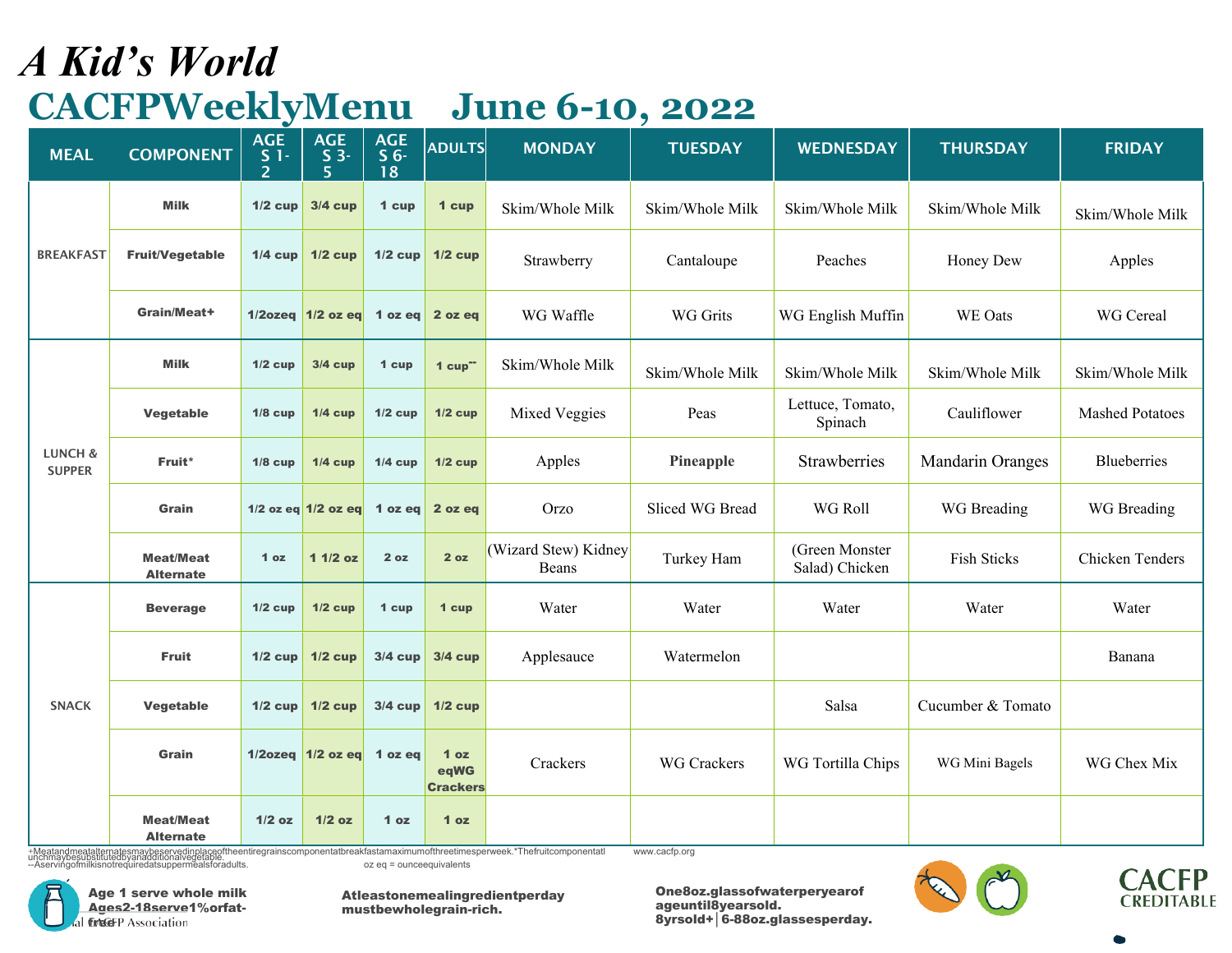# A Kid's World

## CACFPWeeklyMenu June 6-10, 2022

| MEAL | COMPONENT | AGES 1-2 | AGES 3-5 | AGES 6-18 | ADULTS | MONDAY | TUESDAY | WEDNESDAY | THURSDAY | FRIDAY |
|---|---|---|---|---|---|---|---|---|---|---|
| BREAKFAST | Milk | 1/2 cup | 3/4 cup | 1 cup | 1 cup | Skim/Whole Milk | Skim/Whole Milk | Skim/Whole Milk | Skim/Whole Milk | Skim/Whole Milk |
| | Fruit/Vegetable | 1/4 cup | 1/2 cup | 1/2 cup | 1/2 cup | Strawberry | Cantaloupe | Peaches | Honey Dew | Apples |
| | Grain/Meat+ | 1/2ozeq | 1/2 oz eq | 1 oz eq | 2 oz eq | WG Waffle | WG Grits | WG English Muffin | WE Oats | WG Cereal |
| LUNCH & SUPPER | Milk | 1/2 cup | 3/4 cup | 1 cup | 1 cup-- | Skim/Whole Milk | Skim/Whole Milk | Skim/Whole Milk | Skim/Whole Milk | Skim/Whole Milk |
| | Vegetable | 1/8 cup | 1/4 cup | 1/2 cup | 1/2 cup | Mixed Veggies | Peas | Lettuce, Tomato, Spinach | Cauliflower | Mashed Potatoes |
| | Fruit* | 1/8 cup | 1/4 cup | 1/4 cup | 1/2 cup | Apples | **Pineapple** | Strawberries | Mandarin Oranges | Blueberries |
| | Grain | 1/2 oz eq | 1/2 oz eq | 1 oz eq | 2 oz eq | Orzo | Sliced WG Bread | WG Roll | WG Breading | WG Breading |
| | Meat/Meat Alternate | 1 oz | 1 1/2 oz | 2 oz | 2 oz | (Wizard Stew) Kidney Beans | Turkey Ham | (Green Monster Salad) Chicken | Fish Sticks | Chicken Tenders |
| SNACK | Beverage | 1/2 cup | 1/2 cup | 1 cup | 1 cup | Water | Water | Water | Water | Water |
| | Fruit | 1/2 cup | 1/2 cup | 3/4 cup | 3/4 cup | Applesauce | Watermelon | | | Banana |
| | Vegetable | 1/2 cup | 1/2 cup | 3/4 cup | 1/2 cup | | | Salsa | Cucumber & Tomato | |
| | Grain | 1/2ozeq | 1/2 oz eq | 1 oz eq | 1 oz eqWG Crackers | Crackers | WG Crackers | WG Tortilla Chips | WG Mini Bagels | WG Chex Mix |
| | Meat/Meat Alternate | 1/2 oz | 1/2 oz | 1 oz | 1 oz | | | | | |

+Meatandmeatalternatesmaybeservedinplaceoftheentiregrainscomponentatbreakfastamaximumofthreetimesperweek.*Thefruitcomponentatlunchmaybesubstitutedbyanadditionalvegetable.
--Aservingofmilkisnotrequiredatsuppermealsforadults.

oz eq = ounceequivalents

www.cacfp.org

**Age 1 serve whole milk**
**Ages2-18serve1%orfat-free**

**Atleastonemealingredientperday mustbewholegrain-rich.**

**One8oz.glassofwaterperyearof ageuntil8yearsold. 8yrsold+│6-88oz.glassesperday.**

CACFP CREDITABLE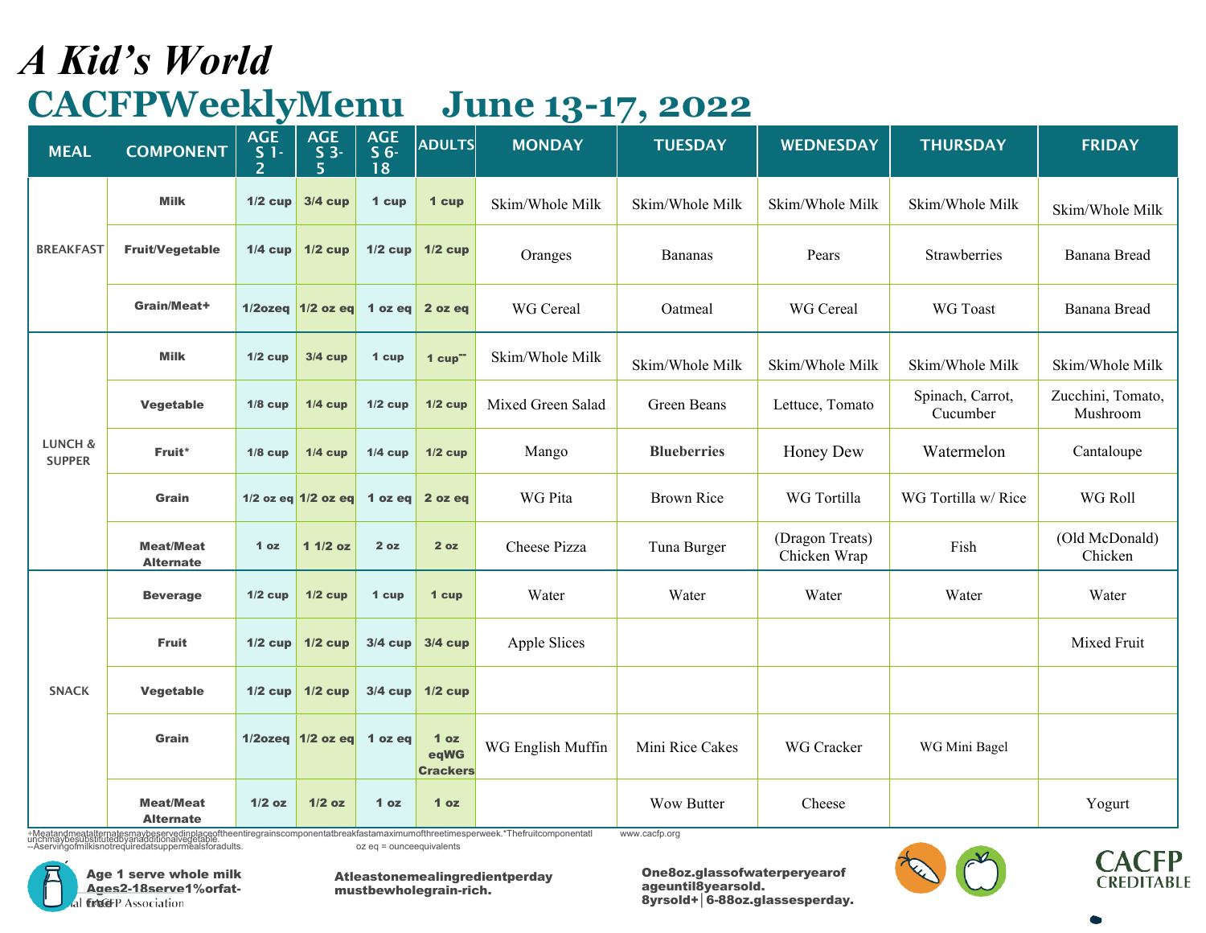# *A Kid's World*

## CACFPWeeklyMenu June 13-17, 2022

| MEAL | COMPONENT | AGES 1-2 | AGES 3-5 | AGES 6-18 | ADULTS | MONDAY | TUESDAY | WEDNESDAY | THURSDAY | FRIDAY |
|---|---|---|---|---|---|---|---|---|---|---|
| BREAKFAST | Milk | 1/2 cup | 3/4 cup | 1 cup | 1 cup | Skim/Whole Milk | Skim/Whole Milk | Skim/Whole Milk | Skim/Whole Milk | Skim/Whole Milk |
| | Fruit/Vegetable | 1/4 cup | 1/2 cup | 1/2 cup | 1/2 cup | Oranges | Bananas | Pears | Strawberries | Banana Bread |
| | Grain/Meat+ | 1/2ozeq | 1/2 oz eq | 1 oz eq | 2 oz eq | WG Cereal | Oatmeal | WG Cereal | WG Toast | Banana Bread |
| LUNCH & SUPPER | Milk | 1/2 cup | 3/4 cup | 1 cup | 1 cup-- | Skim/Whole Milk | Skim/Whole Milk | Skim/Whole Milk | Skim/Whole Milk | Skim/Whole Milk |
| | Vegetable | 1/8 cup | 1/4 cup | 1/2 cup | 1/2 cup | Mixed Green Salad | Green Beans | Lettuce, Tomato | Spinach, Carrot, Cucumber | Zucchini, Tomato, Mushroom |
| | Fruit* | 1/8 cup | 1/4 cup | 1/4 cup | 1/2 cup | Mango | **Blueberries** | Honey Dew | Watermelon | Cantaloupe |
| | Grain | 1/2 oz eq | 1/2 oz eq | 1 oz eq | 2 oz eq | WG Pita | Brown Rice | WG Tortilla | WG Tortilla w/ Rice | WG Roll |
| | Meat/Meat Alternate | 1 oz | 1 1/2 oz | 2 oz | 2 oz | Cheese Pizza | Tuna Burger | (Dragon Treats) Chicken Wrap | Fish | (Old McDonald) Chicken |
| SNACK | Beverage | 1/2 cup | 1/2 cup | 1 cup | 1 cup | Water | Water | Water | Water | Water |
| | Fruit | 1/2 cup | 1/2 cup | 3/4 cup | 3/4 cup | Apple Slices | | | | Mixed Fruit |
| | Vegetable | 1/2 cup | 1/2 cup | 3/4 cup | 1/2 cup | | | | | |
| | Grain | 1/2ozeq | 1/2 oz eq | 1 oz eq | 1 oz eqWG Crackers | WG English Muffin | Mini Rice Cakes | WG Cracker | WG Mini Bagel | |
| | Meat/Meat Alternate | 1/2 oz | 1/2 oz | 1 oz | 1 oz | | Wow Butter | Cheese | | Yogurt |

+Meatandmeatalternatesmaybeservedinplaceoftheentiregrainscomponentatbreakfastamaximumofthreetimesperweek.*Thefruitcomponentatlunchmaybesubstitutedbyanadditionalvegetable.
--Aservingofmilkisnotrequiredatsuppermealsforadults.

oz eq = ounceequivalents

www.cacfp.org

Age 1 serve whole milk
Ages2-18serve1%orfat-free

nal CACFP Association

Atleastonemealingredientperday mustbewholegrain-rich.

One8oz.glassofwaterperyearof ageuntil8yearsold.
8yrsold+│6-88oz.glassesperday.

CACFP CREDITABLE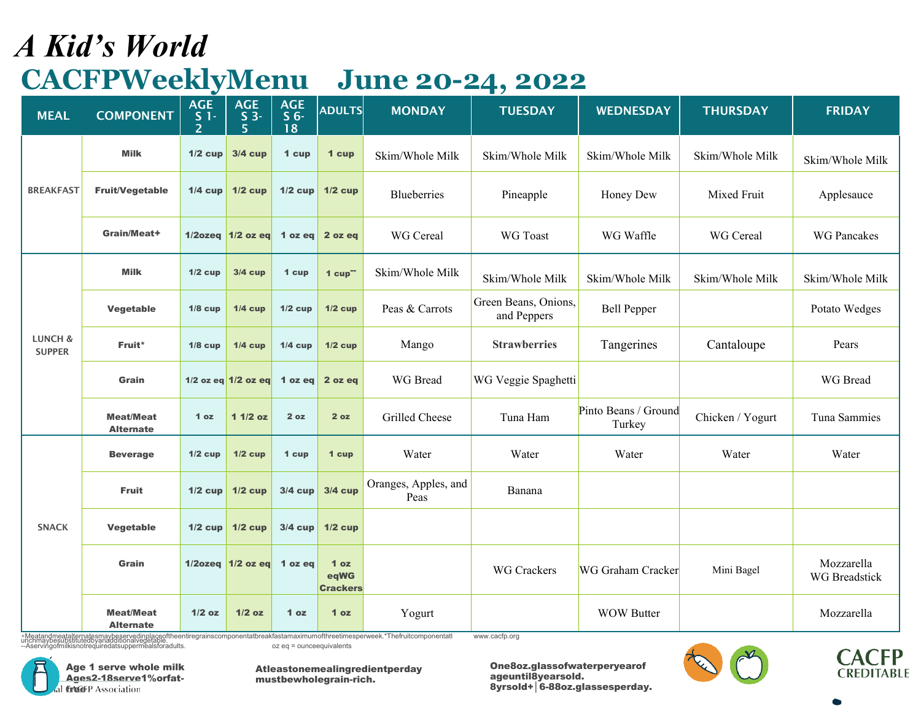# *A Kid's World*

## CACFPWeeklyMenu June 20-24, 2022

| MEAL | COMPONENT | AGES 1-2 | AGES 3-5 | AGES 6-18 | ADULTS | MONDAY | TUESDAY | WEDNESDAY | THURSDAY | FRIDAY |
|---|---|---|---|---|---|---|---|---|---|---|
| BREAKFAST | Milk | 1/2 cup | 3/4 cup | 1 cup | 1 cup | Skim/Whole Milk | Skim/Whole Milk | Skim/Whole Milk | Skim/Whole Milk | Skim/Whole Milk |
| | Fruit/Vegetable | 1/4 cup | 1/2 cup | 1/2 cup | 1/2 cup | Blueberries | Pineapple | Honey Dew | Mixed Fruit | Applesauce |
| | Grain/Meat+ | 1/2ozeq | 1/2 oz eq | 1 oz eq | 2 oz eq | WG Cereal | WG Toast | WG Waffle | WG Cereal | WG Pancakes |
| LUNCH & SUPPER | Milk | 1/2 cup | 3/4 cup | 1 cup | 1 cup-- | Skim/Whole Milk | Skim/Whole Milk | Skim/Whole Milk | Skim/Whole Milk | Skim/Whole Milk |
| | Vegetable | 1/8 cup | 1/4 cup | 1/2 cup | 1/2 cup | Peas & Carrots | Green Beans, Onions, and Peppers | Bell Pepper | | Potato Wedges |
| | Fruit* | 1/8 cup | 1/4 cup | 1/4 cup | 1/2 cup | Mango | **Strawberries** | Tangerines | Cantaloupe | Pears |
| | Grain | 1/2 oz eq | 1/2 oz eq | 1 oz eq | 2 oz eq | WG Bread | WG Veggie Spaghetti | | | WG Bread |
| | Meat/Meat Alternate | 1 oz | 1 1/2 oz | 2 oz | 2 oz | Grilled Cheese | Tuna Ham | Pinto Beans / Ground Turkey | Chicken / Yogurt | Tuna Sammies |
| SNACK | Beverage | 1/2 cup | 1/2 cup | 1 cup | 1 cup | Water | Water | Water | Water | Water |
| | Fruit | 1/2 cup | 1/2 cup | 3/4 cup | 3/4 cup | Oranges, Apples, and Peas | Banana | | | |
| | Vegetable | 1/2 cup | 1/2 cup | 3/4 cup | 1/2 cup | | | | | |
| | Grain | 1/2ozeq | 1/2 oz eq | 1 oz eq | 1 oz eqWG Crackers | | WG Crackers | WG Graham Cracker | Mini Bagel | Mozzarella WG Breadstick |
| | Meat/Meat Alternate | 1/2 oz | 1/2 oz | 1 oz | 1 oz | Yogurt | | WOW Butter | | Mozzarella |

+Meatandmeatalternatesmaybeservedinplaceoftheentiregrainscomponentatbreakfastamaximumofthreetimesperweek.*Thefruitcomponentatlunchmaybesubstitutedbyanadditionalvegetable.
--Aservingofmilkisnotrequiredatsuppermealsforadults.

oz eq = ounceequivalents

www.cacfp.org

**Age 1 serve whole milk**
**Ages2-18serve1%orfat-free**

al CACFP Association

**Atleastonemealingredientperday mustbewholegrain-rich.**

**One8oz.glassofwaterperyearof ageuntil8yearsold. 8yrsold+│6-88oz.glassesperday.**

CACFP CREDITABLE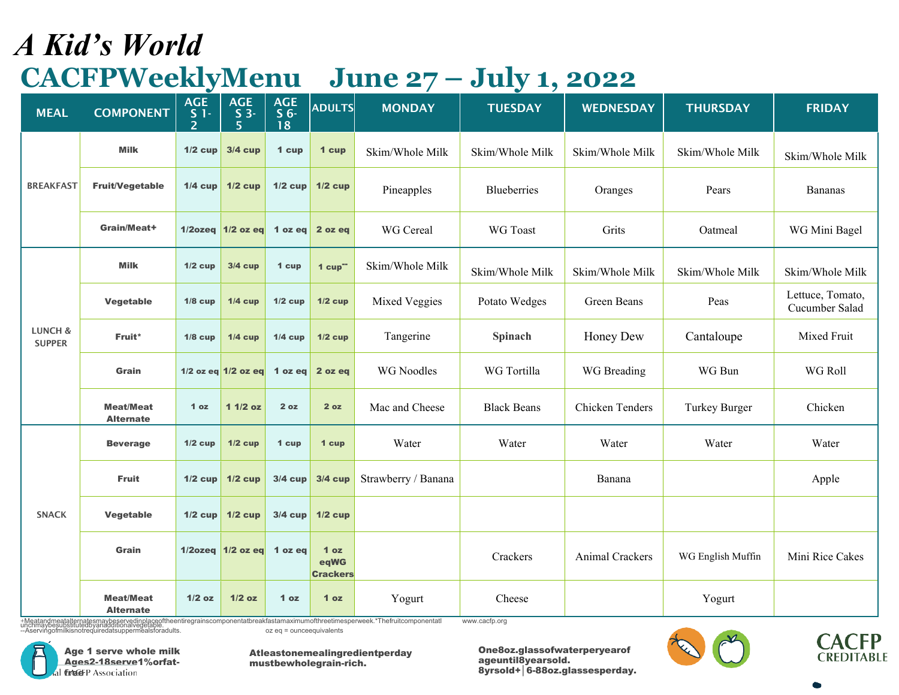# A Kid's World

## CACFPWeeklyMenu June 27 – July 1, 2022

| MEAL | COMPONENT | AGES 1-2 | AGES 3-5 | AGES 6-18 | ADULTS | MONDAY | TUESDAY | WEDNESDAY | THURSDAY | FRIDAY |
|---|---|---|---|---|---|---|---|---|---|---|
| BREAKFAST | Milk | 1/2 cup | 3/4 cup | 1 cup | 1 cup | Skim/Whole Milk | Skim/Whole Milk | Skim/Whole Milk | Skim/Whole Milk | Skim/Whole Milk |
| | Fruit/Vegetable | 1/4 cup | 1/2 cup | 1/2 cup | 1/2 cup | Pineapples | Blueberries | Oranges | Pears | Bananas |
| | Grain/Meat+ | 1/2ozeq | 1/2 oz eq | 1 oz eq | 2 oz eq | WG Cereal | WG Toast | Grits | Oatmeal | WG Mini Bagel |
| LUNCH & SUPPER | Milk | 1/2 cup | 3/4 cup | 1 cup | 1 cup-- | Skim/Whole Milk | Skim/Whole Milk | Skim/Whole Milk | Skim/Whole Milk | Skim/Whole Milk |
| | Vegetable | 1/8 cup | 1/4 cup | 1/2 cup | 1/2 cup | Mixed Veggies | Potato Wedges | Green Beans | Peas | Lettuce, Tomato, Cucumber Salad |
| | Fruit* | 1/8 cup | 1/4 cup | 1/4 cup | 1/2 cup | Tangerine | **Spinach** | Honey Dew | Cantaloupe | Mixed Fruit |
| | Grain | 1/2 oz eq | 1/2 oz eq | 1 oz eq | 2 oz eq | WG Noodles | WG Tortilla | WG Breading | WG Bun | WG Roll |
| | Meat/Meat Alternate | 1 oz | 1 1/2 oz | 2 oz | 2 oz | Mac and Cheese | Black Beans | Chicken Tenders | Turkey Burger | Chicken |
| SNACK | Beverage | 1/2 cup | 1/2 cup | 1 cup | 1 cup | Water | Water | Water | Water | Water |
| | Fruit | 1/2 cup | 1/2 cup | 3/4 cup | 3/4 cup | Strawberry / Banana | | Banana | | Apple |
| | Vegetable | 1/2 cup | 1/2 cup | 3/4 cup | 1/2 cup | | | | | |
| | Grain | 1/2ozeq | 1/2 oz eq | 1 oz eq | 1 oz eqWG Crackers | | Crackers | Animal Crackers | WG English Muffin | Mini Rice Cakes |
| | Meat/Meat Alternate | 1/2 oz | 1/2 oz | 1 oz | 1 oz | Yogurt | Cheese | | Yogurt | |

+Meatandmeatalternatesmaybeservedinplaceoftheentiregrainscomponentatbreakfastamaximumofthreetimesperweek.*Thefruitcomponentatl unchmaybesubstitutedbyanadditionalvegetable.
--Aservingofmilkisnotrequiredatsuppermealsforadults.

oz eq = ounceequivalents

www.cacfp.org

Age 1 serve whole milk
Ages2-18serve1%orfat-free

Atleastonemealingredientperday mustbewholegrain-rich.

One8oz.glassofwaterperyearof ageuntil8yearsold.
8yrsold+│6-88oz.glassesperday.

CACFP CREDITABLE

...al CACFP Association